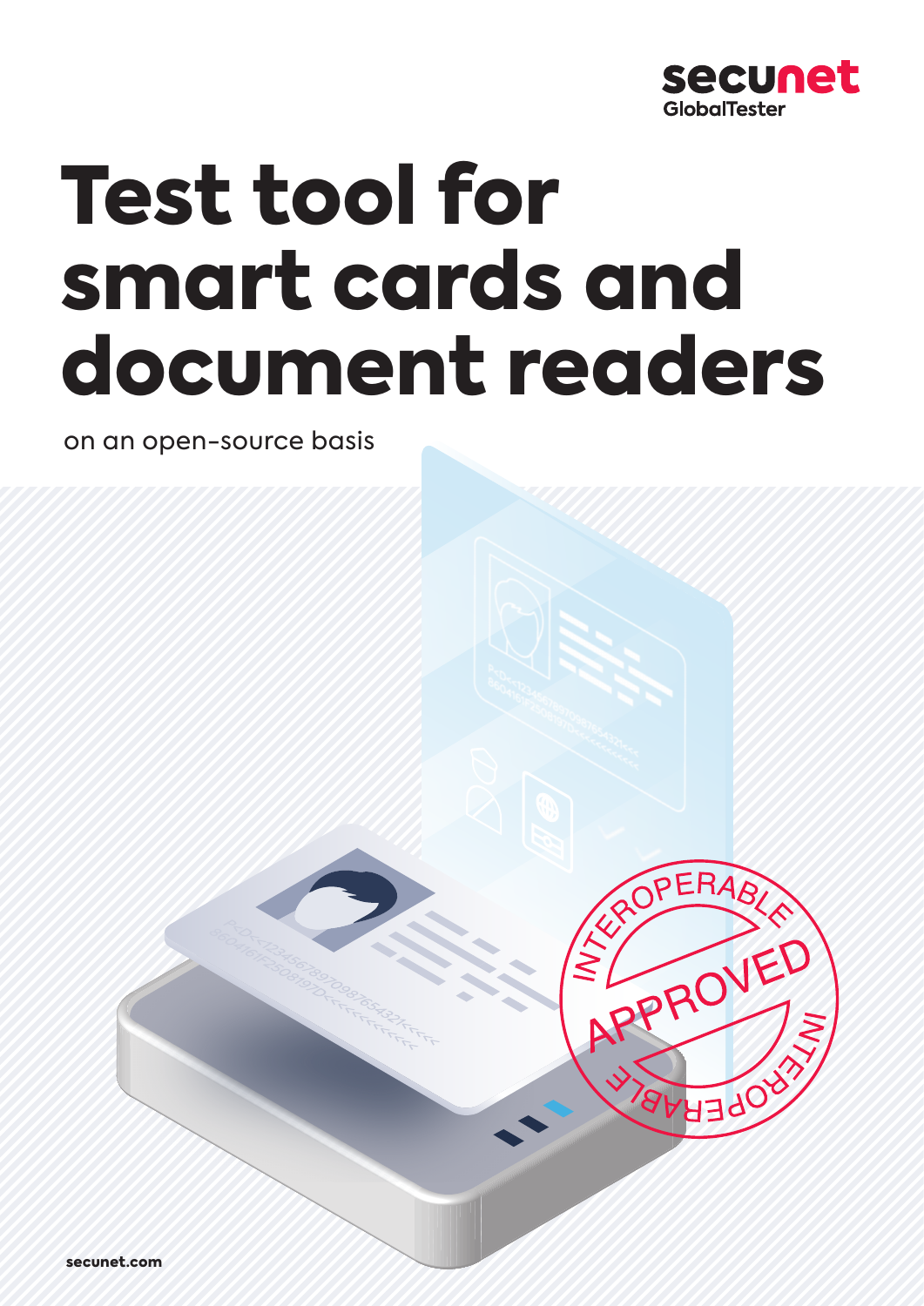secunet GlobalTester

# Test tool for smart cards and document readers

on an open-source basis

secunet.com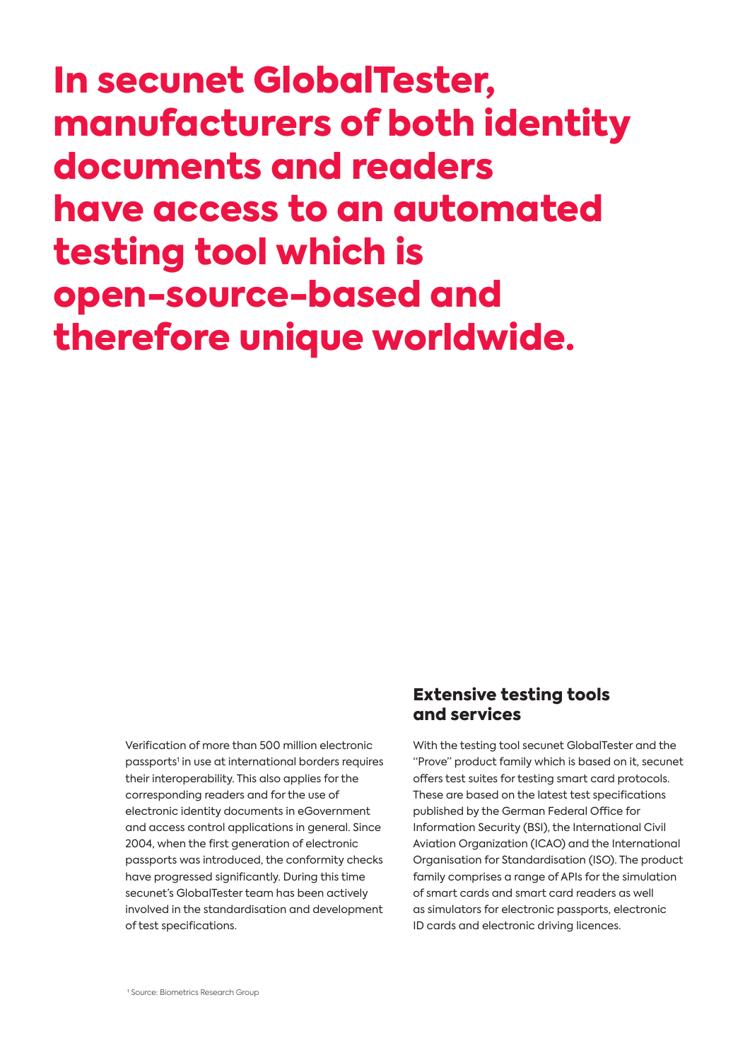# In secunet GlobalTester, manufacturers of both identity documents and readers have access to an automated testing tool which is open-source-based and therefore unique worldwide.

Verification of more than 500 million electronic passports[1] in use at international borders requires their interoperability. This also applies for the corresponding readers and for the use of electronic identity documents in eGovernment and access control applications in general. Since 2004, when the first generation of electronic passports was introduced, the conformity checks have progressed significantly. During this time secunet's GlobalTester team has been actively involved in the standardisation and development of test specifications.

## Extensive testing tools and services

With the testing tool secunet GlobalTester and the "Prove" product family which is based on it, secunet offers test suites for testing smart card protocols. These are based on the latest test specifications published by the German Federal Office for Information Security (BSI), the International Civil Aviation Organization (ICAO) and the International Organisation for Standardisation (ISO). The product family comprises a range of APIs for the simulation of smart cards and smart card readers as well as simulators for electronic passports, electronic ID cards and electronic driving licences.

[1] Source: Biometrics Research Group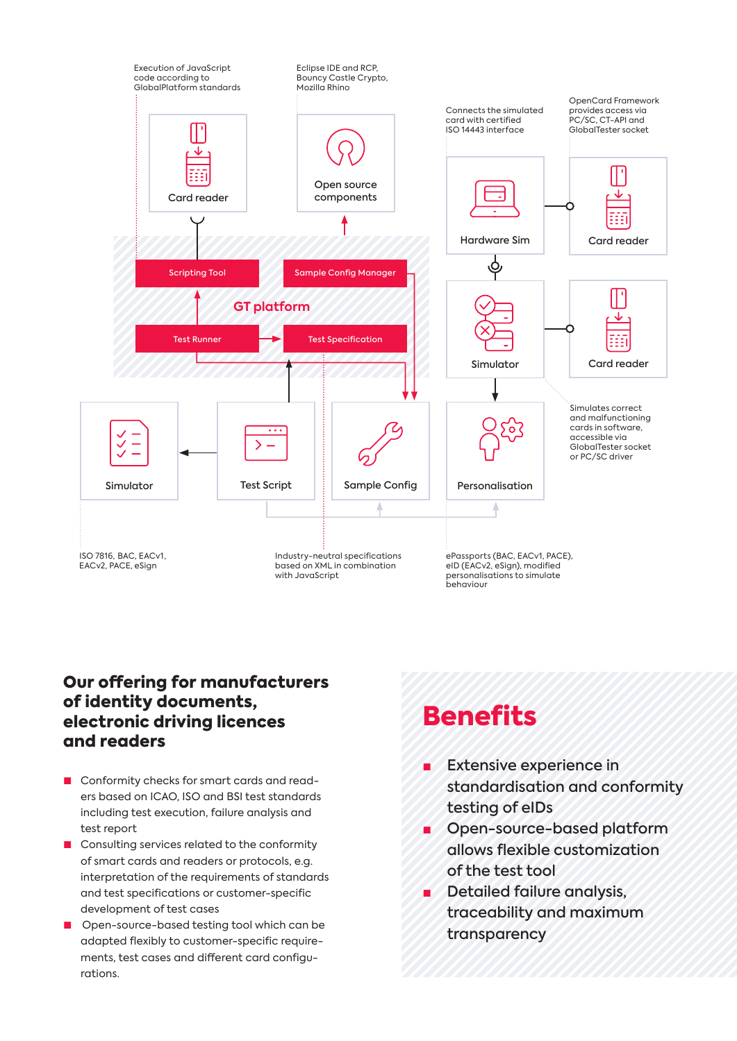Execution of JavaScript code according to GlobalPlatform standards

Eclipse IDE and RCP, Bouncy Castle Crypto, Mozilla Rhino

Connects the simulated card with certified ISO 14443 interface

OpenCard Framework provides access via PC/SC, CT-API and GlobalTester socket

Card reader

Open source components

Hardware Sim

Card reader

Scripting Tool

Sample Config Manager

GT platform

Test Runner

Test Specification

Simulator

Card reader

Simulator

Test Script

Sample Config

Personalisation

Simulates correct and malfunctioning cards in software, accessible via GlobalTester socket or PC/SC driver

ISO 7816, BAC, EACv1, EACv2, PACE, eSign

Industry-neutral specifications based on XML in combination with JavaScript

ePassports (BAC, EACv1, PACE), eID (EACv2, eSign), modified personalisations to simulate behaviour

## Our offering for manufacturers of identity documents, electronic driving licences and readers

- Conformity checks for smart cards and readers based on ICAO, ISO and BSI test standards including test execution, failure analysis and test report
- Consulting services related to the conformity of smart cards and readers or protocols, e.g. interpretation of the requirements of standards and test specifications or customer-specific development of test cases
- Open-source-based testing tool which can be adapted flexibly to customer-specific requirements, test cases and different card configurations.

## Benefits

- Extensive experience in standardisation and conformity testing of eIDs
- Open-source-based platform allows flexible customization of the test tool
- Detailed failure analysis, traceability and maximum transparency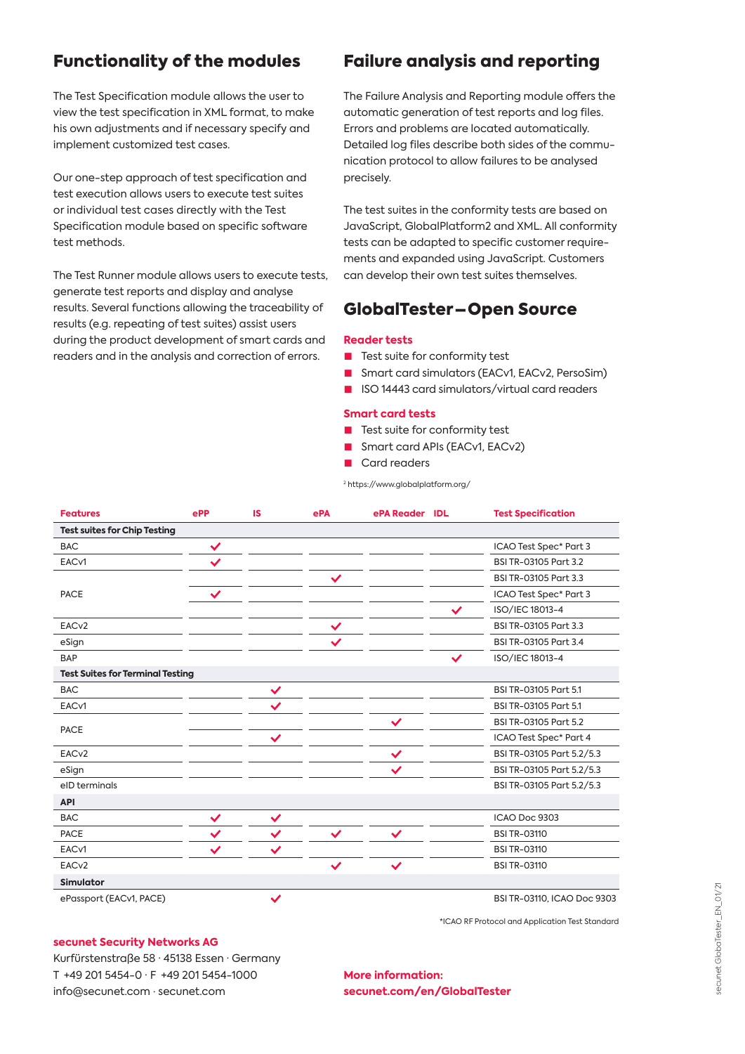## Functionality of the modules

The Test Specification module allows the user to view the test specification in XML format, to make his own adjustments and if necessary specify and implement customized test cases.

Our one-step approach of test specification and test execution allows users to execute test suites or individual test cases directly with the Test Specification module based on specific software test methods.

The Test Runner module allows users to execute tests, generate test reports and display and analyse results. Several functions allowing the traceability of results (e.g. repeating of test suites) assist users during the product development of smart cards and readers and in the analysis and correction of errors.

## Failure analysis and reporting

The Failure Analysis and Reporting module offers the automatic generation of test reports and log files. Errors and problems are located automatically. Detailed log files describe both sides of the communication protocol to allow failures to be analysed precisely.

The test suites in the conformity tests are based on JavaScript, GlobalPlatform[2] and XML. All conformity tests can be adapted to specific customer requirements and expanded using JavaScript. Customers can develop their own test suites themselves.

## GlobalTester – Open Source

### Reader tests

- Test suite for conformity test
- Smart card simulators (EACv1, EACv2, PersoSim)
- ISO 14443 card simulators/virtual card readers

### Smart card tests

- Test suite for conformity test
- Smart card APIs (EACv1, EACv2)
- Card readers

[2] https://www.globalplatform.org/

| Features | ePP | IS | ePA | ePA Reader | IDL | Test Specification |
|---|---|---|---|---|---|---|
| **Test suites for Chip Testing** | | | | | | |
| BAC | ✓ | | | | | ICAO Test Spec* Part 3 |
| EACv1 | ✓ | | | | | BSI TR-03105 Part 3.2 |
| PACE | | | ✓ | | | BSI TR-03105 Part 3.3 |
| | ✓ | | | | | ICAO Test Spec* Part 3 |
| | | | | | ✓ | ISO/IEC 18013-4 |
| EACv2 | | | ✓ | | | BSI TR-03105 Part 3.3 |
| eSign | | | ✓ | | | BSI TR-03105 Part 3.4 |
| BAP | | | | | ✓ | ISO/IEC 18013-4 |
| **Test Suites for Terminal Testing** | | | | | | |
| BAC | | ✓ | | | | BSI TR-03105 Part 5.1 |
| EACv1 | | ✓ | | | | BSI TR-03105 Part 5.1 |
| PACE | | | | ✓ | | BSI TR-03105 Part 5.2 |
| | | ✓ | | | | ICAO Test Spec* Part 4 |
| EACv2 | | | | ✓ | | BSI TR-03105 Part 5.2/5.3 |
| eSign | | | | ✓ | | BSI TR-03105 Part 5.2/5.3 |
| eID terminals | | | | | | BSI TR-03105 Part 5.2/5.3 |
| **API** | | | | | | |
| BAC | ✓ | ✓ | | | | ICAO Doc 9303 |
| PACE | ✓ | ✓ | ✓ | ✓ | | BSI TR-03110 |
| EACv1 | ✓ | ✓ | | | | BSI TR-03110 |
| EACv2 | | | ✓ | ✓ | | BSI TR-03110 |
| **Simulator** | | | | | | |
| ePassport (EACv1, PACE) | | ✓ | | | | BSI TR-03110, ICAO Doc 9303 |

*ICAO RF Protocol and Application Test Standard

**secunet Security Networks AG**
Kurfürstenstraße 58 · 45138 Essen · Germany
T +49 201 5454-0 · F +49 201 5454-1000
info@secunet.com · secunet.com

**More information:**
**secunet.com/en/GlobalTester**